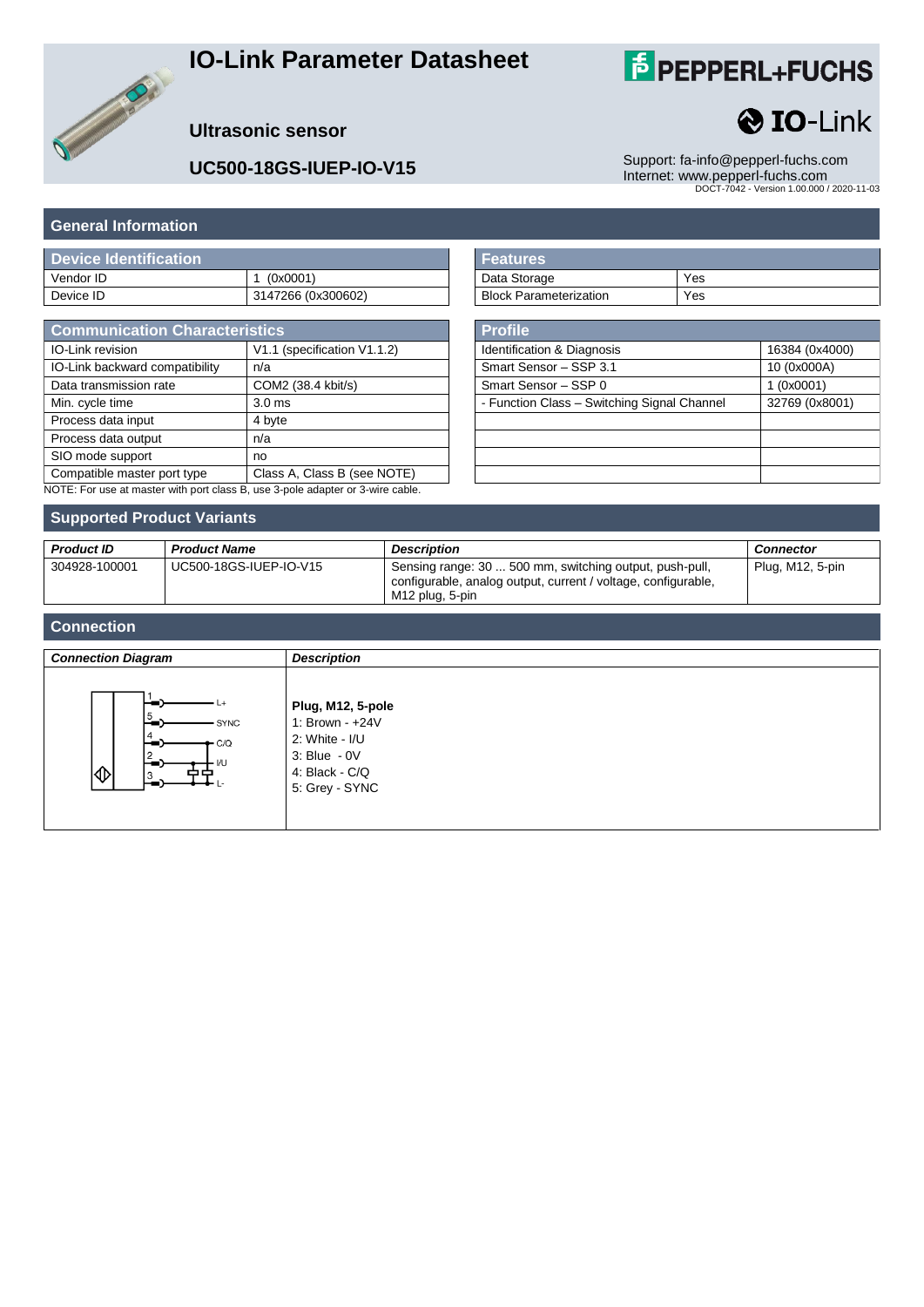# IO-Link Parameter Datasheet

## Ultrasonic sensor

## UC500-18GS-IUEP-IO-V15

Support: fa-info@pepperl-fuchs.com
Internet: www.pepperl-fuchs.com
DOCT-7042 - Version 1.00.000 / 2020-11-03

## General Information

| Device Identification | |
|---|---|
| Vendor ID | 1 (0x0001) |
| Device ID | 3147266 (0x300602) |

| Features | |
|---|---|
| Data Storage | Yes |
| Block Parameterization | Yes |

| Communication Characteristics | |
|---|---|
| IO-Link revision | V1.1 (specification V1.1.2) |
| IO-Link backward compatibility | n/a |
| Data transmission rate | COM2 (38.4 kbit/s) |
| Min. cycle time | 3.0 ms |
| Process data input | 4 byte |
| Process data output | n/a |
| SIO mode support | no |
| Compatible master port type | Class A, Class B (see NOTE) |

NOTE: For use at master with port class B, use 3-pole adapter or 3-wire cable.

| Profile | |
|---|---|
| Identification & Diagnosis | 16384 (0x4000) |
| Smart Sensor – SSP 3.1 | 10 (0x000A) |
| Smart Sensor – SSP 0 | 1 (0x0001) |
| - Function Class – Switching Signal Channel | 32769 (0x8001) |

## Supported Product Variants

| *Product ID* | *Product Name* | *Description* | *Connector* |
|---|---|---|---|
| 304928-100001 | UC500-18GS-IUEP-IO-V15 | Sensing range: 30 ... 500 mm, switching output, push-pull, configurable, analog output, current / voltage, configurable, M12 plug, 5-pin | Plug, M12, 5-pin |

## Connection

| *Connection Diagram* | *Description* |
|---|---|
| 1 L+, 5 SYNC, 4 C/Q, 2 I/U, 3 L- | **Plug, M12, 5-pole**<br>1: Brown - +24V<br>2: White - I/U<br>3: Blue - 0V<br>4: Black - C/Q<br>5: Grey - SYNC |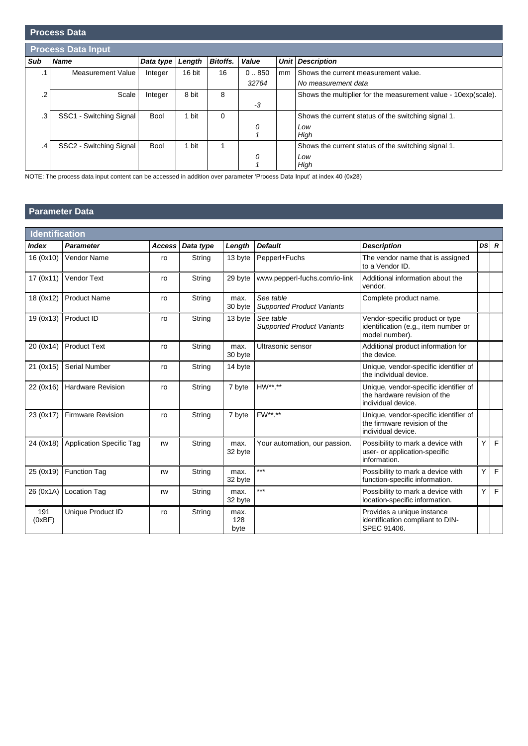## Process Data

### Process Data Input

| Sub | Name | Data type | Length | Bitoffs. | Value | Unit | Description |
|---|---|---|---|---|---|---|---|
| .1 | Measurement Value | Integer | 16 bit | 16 | 0 .. 850 | mm | Shows the current measurement value. |
| | | | | | *32764* | | *No measurement data* |
| .2 | Scale | Integer | 8 bit | 8 | | | Shows the multiplier for the measurement value - 10exp(scale). |
| | | | | | *-3* | | |
| .3 | SSC1 - Switching Signal | Bool | 1 bit | 0 | | | Shows the current status of the switching signal 1. |
| | | | | | *0* | | *Low* |
| | | | | | *1* | | *High* |
| .4 | SSC2 - Switching Signal | Bool | 1 bit | 1 | | | Shows the current status of the switching signal 1. |
| | | | | | *0* | | *Low* |
| | | | | | *1* | | *High* |

NOTE: The process data input content can be accessed in addition over parameter 'Process Data Input' at index 40 (0x28)

## Parameter Data

### Identification

| Index | Parameter | Access | Data type | Length | Default | Description | DS | R |
|---|---|---|---|---|---|---|---|---|
| 16 (0x10) | Vendor Name | ro | String | 13 byte | Pepperl+Fuchs | The vendor name that is assigned to a Vendor ID. | | |
| 17 (0x11) | Vendor Text | ro | String | 29 byte | www.pepperl-fuchs.com/io-link | Additional information about the vendor. | | |
| 18 (0x12) | Product Name | ro | String | max. 30 byte | *See table Supported Product Variants* | Complete product name. | | |
| 19 (0x13) | Product ID | ro | String | 13 byte | *See table Supported Product Variants* | Vendor-specific product or type identification (e.g., item number or model number). | | |
| 20 (0x14) | Product Text | ro | String | max. 30 byte | Ultrasonic sensor | Additional product information for the device. | | |
| 21 (0x15) | Serial Number | ro | String | 14 byte | | Unique, vendor-specific identifier of the individual device. | | |
| 22 (0x16) | Hardware Revision | ro | String | 7 byte | HW**.** | Unique, vendor-specific identifier of the hardware revision of the individual device. | | |
| 23 (0x17) | Firmware Revision | ro | String | 7 byte | FW**.** | Unique, vendor-specific identifier of the firmware revision of the individual device. | | |
| 24 (0x18) | Application Specific Tag | rw | String | max. 32 byte | Your automation, our passion. | Possibility to mark a device with user- or application-specific information. | Y | F |
| 25 (0x19) | Function Tag | rw | String | max. 32 byte | *** | Possibility to mark a device with function-specific information. | Y | F |
| 26 (0x1A) | Location Tag | rw | String | max. 32 byte | *** | Possibility to mark a device with location-specific information. | Y | F |
| 191 (0xBF) | Unique Product ID | ro | String | max. 128 byte | | Provides a unique instance identification compliant to DIN-SPEC 91406. | | |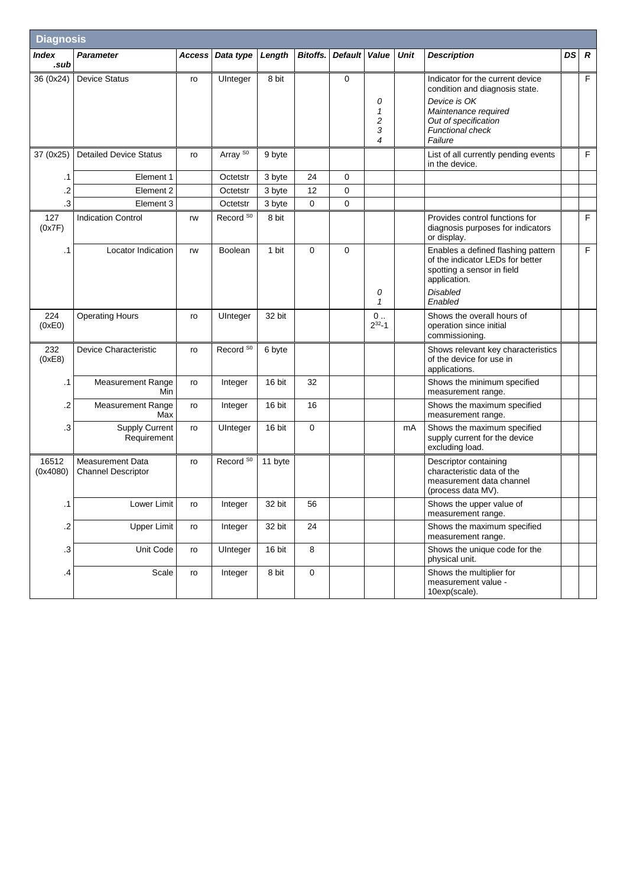| Diagnosis | | | | | | | | | | | |
|---|---|---|---|---|---|---|---|---|---|---|---|
| ***Index .sub*** | ***Parameter*** | ***Access*** | ***Data type*** | ***Length*** | ***Bitoffs.*** | ***Default*** | ***Value*** | ***Unit*** | ***Description*** | ***DS*** | ***R*** |
| 36 (0x24) | Device Status | ro | UInteger | 8 bit | | 0 | *0*<br>*1*<br>*2*<br>*3*<br>*4* | | Indicator for the current device condition and diagnosis state.<br>*Device is OK*<br>*Maintenance required*<br>*Out of specification*<br>*Functional check*<br>*Failure* | | F |
| 37 (0x25) | Detailed Device Status | ro | Array S0 | 9 byte | | | | | List of all currently pending events in the device. | | F |
| .1 | Element 1 | | Octetstr | 3 byte | 24 | 0 | | | | | |
| .2 | Element 2 | | Octetstr | 3 byte | 12 | 0 | | | | | |
| .3 | Element 3 | | Octetstr | 3 byte | 0 | 0 | | | | | |
| 127 (0x7F) | Indication Control | rw | Record S0 | 8 bit | | | | | Provides control functions for diagnosis purposes for indicators or display. | | F |
| .1 | Locator Indication | rw | Boolean | 1 bit | 0 | 0 | *0*<br>*1* | | Enables a defined flashing pattern of the indicator LEDs for better spotting a sensor in field application.<br>*Disabled*<br>*Enabled* | | F |
| 224 (0xE0) | Operating Hours | ro | UInteger | 32 bit | | | 0 .. $2^{32}$-1 | | Shows the overall hours of operation since initial commissioning. | | |
| 232 (0xE8) | Device Characteristic | ro | Record S0 | 6 byte | | | | | Shows relevant key characteristics of the device for use in applications. | | |
| .1 | Measurement Range Min | ro | Integer | 16 bit | 32 | | | | Shows the minimum specified measurement range. | | |
| .2 | Measurement Range Max | ro | Integer | 16 bit | 16 | | | | Shows the maximum specified measurement range. | | |
| .3 | Supply Current Requirement | ro | UInteger | 16 bit | 0 | | | mA | Shows the maximum specified supply current for the device excluding load. | | |
| 16512 (0x4080) | Measurement Data Channel Descriptor | ro | Record S0 | 11 byte | | | | | Descriptor containing characteristic data of the measurement data channel (process data MV). | | |
| .1 | Lower Limit | ro | Integer | 32 bit | 56 | | | | Shows the upper value of measurement range. | | |
| .2 | Upper Limit | ro | Integer | 32 bit | 24 | | | | Shows the maximum specified measurement range. | | |
| .3 | Unit Code | ro | UInteger | 16 bit | 8 | | | | Shows the unique code for the physical unit. | | |
| .4 | Scale | ro | Integer | 8 bit | 0 | | | | Shows the multiplier for measurement value - 10exp(scale). | | |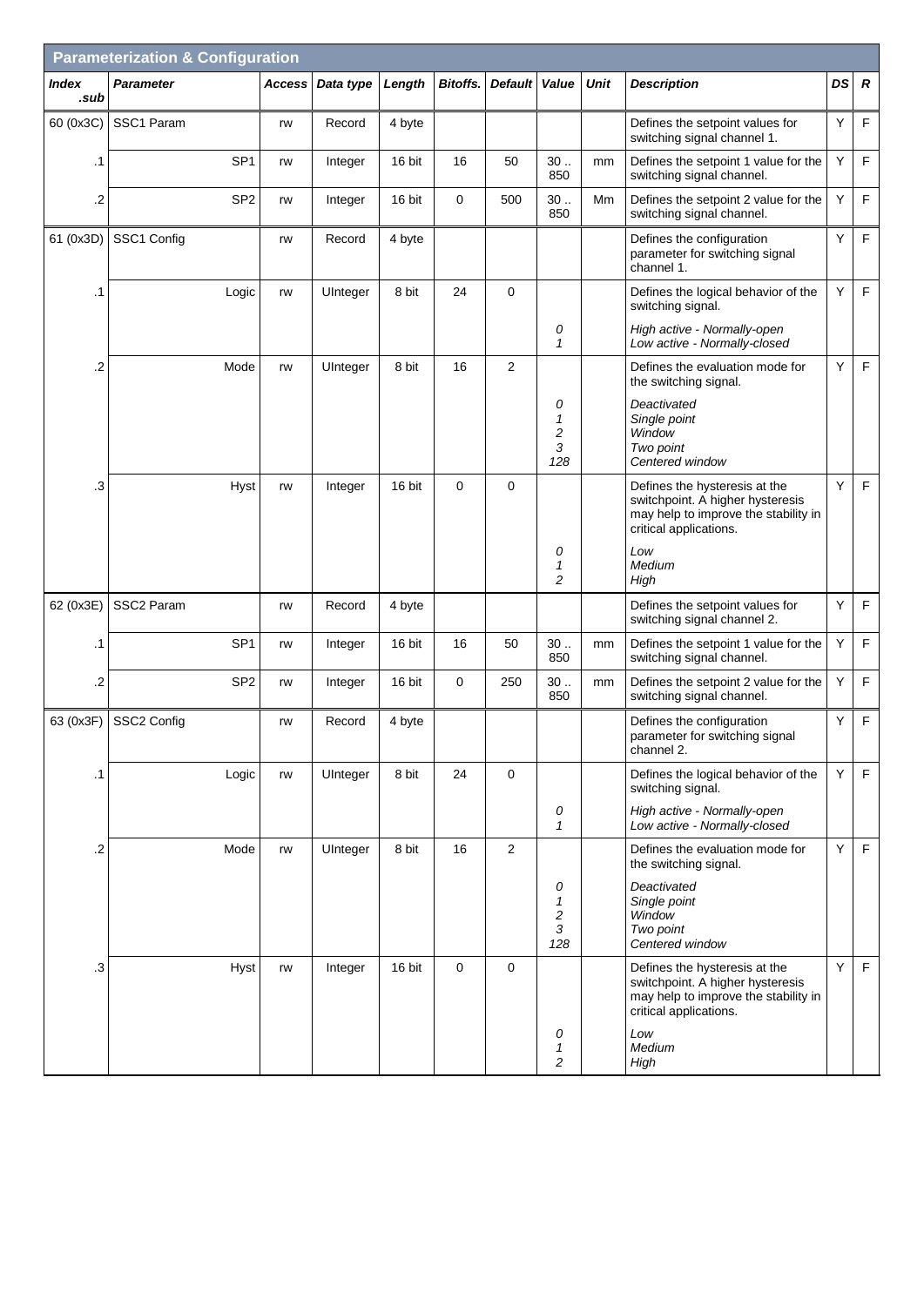## Parameterization & Configuration

| Index .sub | Parameter | Access | Data type | Length | Bitoffs. | Default | Value | Unit | Description | DS | R |
|---|---|---|---|---|---|---|---|---|---|---|---|
| 60 (0x3C) | SSC1 Param | rw | Record | 4 byte | | | | | Defines the setpoint values for switching signal channel 1. | Y | F |
| .1 | SP1 | rw | Integer | 16 bit | 16 | 50 | 30 .. 850 | mm | Defines the setpoint 1 value for the switching signal channel. | Y | F |
| .2 | SP2 | rw | Integer | 16 bit | 0 | 500 | 30 .. 850 | Mm | Defines the setpoint 2 value for the switching signal channel. | Y | F |
| 61 (0x3D) | SSC1 Config | rw | Record | 4 byte | | | | | Defines the configuration parameter for switching signal channel 1. | Y | F |
| .1 | Logic | rw | UInteger | 8 bit | 24 | 0 | | | Defines the logical behavior of the switching signal. | Y | F |
| | | | | | | | *0*<br>*1* | | *High active - Normally-open*<br>*Low active - Normally-closed* | | |
| .2 | Mode | rw | UInteger | 8 bit | 16 | 2 | | | Defines the evaluation mode for the switching signal. | Y | F |
| | | | | | | | *0*<br>*1*<br>*2*<br>*3*<br>*128* | | *Deactivated*<br>*Single point*<br>*Window*<br>*Two point*<br>*Centered window* | | |
| .3 | Hyst | rw | Integer | 16 bit | 0 | 0 | | | Defines the hysteresis at the switchpoint. A higher hysteresis may help to improve the stability in critical applications. | Y | F |
| | | | | | | | *0*<br>*1*<br>*2* | | *Low*<br>*Medium*<br>*High* | | |
| 62 (0x3E) | SSC2 Param | rw | Record | 4 byte | | | | | Defines the setpoint values for switching signal channel 2. | Y | F |
| .1 | SP1 | rw | Integer | 16 bit | 16 | 50 | 30 .. 850 | mm | Defines the setpoint 1 value for the switching signal channel. | Y | F |
| .2 | SP2 | rw | Integer | 16 bit | 0 | 250 | 30 .. 850 | mm | Defines the setpoint 2 value for the switching signal channel. | Y | F |
| 63 (0x3F) | SSC2 Config | rw | Record | 4 byte | | | | | Defines the configuration parameter for switching signal channel 2. | Y | F |
| .1 | Logic | rw | UInteger | 8 bit | 24 | 0 | | | Defines the logical behavior of the switching signal. | Y | F |
| | | | | | | | *0*<br>*1* | | *High active - Normally-open*<br>*Low active - Normally-closed* | | |
| .2 | Mode | rw | UInteger | 8 bit | 16 | 2 | | | Defines the evaluation mode for the switching signal. | Y | F |
| | | | | | | | *0*<br>*1*<br>*2*<br>*3*<br>*128* | | *Deactivated*<br>*Single point*<br>*Window*<br>*Two point*<br>*Centered window* | | |
| .3 | Hyst | rw | Integer | 16 bit | 0 | 0 | | | Defines the hysteresis at the switchpoint. A higher hysteresis may help to improve the stability in critical applications. | Y | F |
| | | | | | | | *0*<br>*1*<br>*2* | | *Low*<br>*Medium*<br>*High* | | |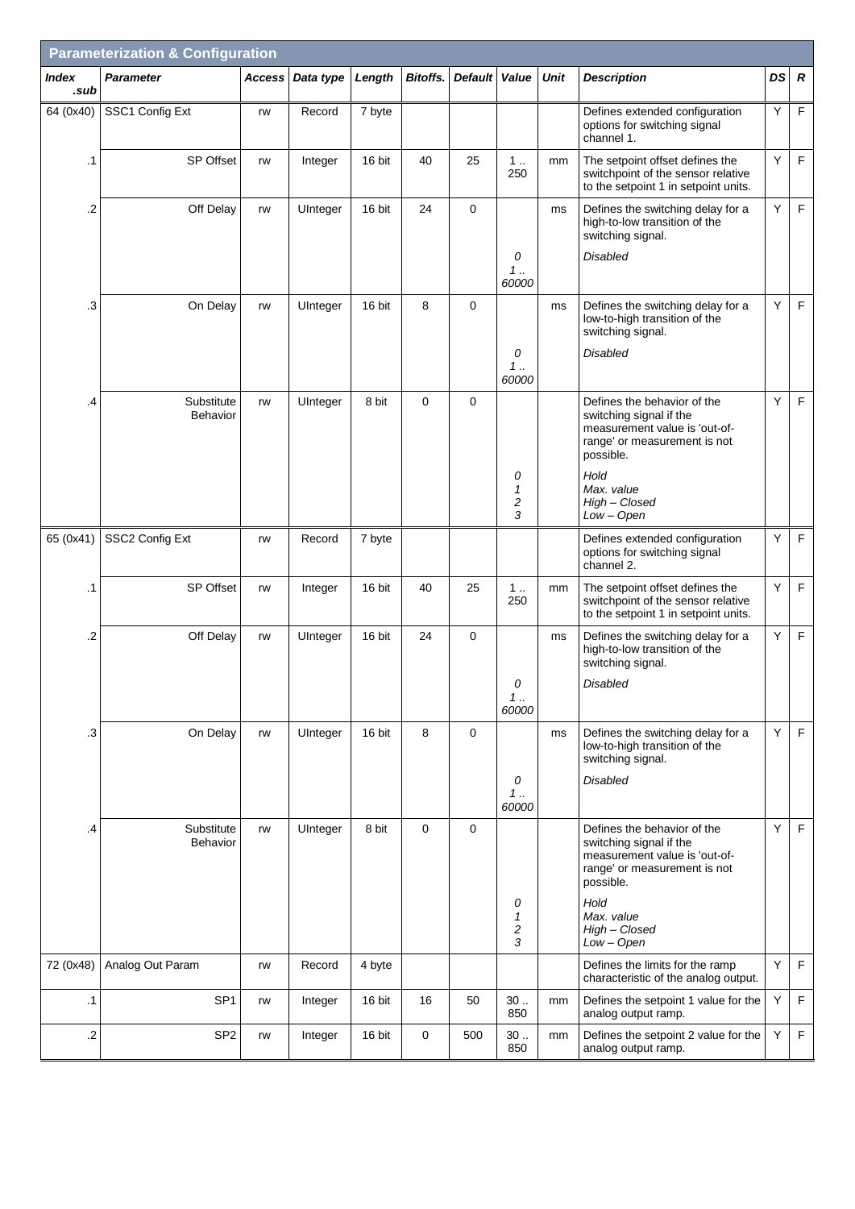## Parameterization & Configuration

| Index .sub | Parameter | Access | Data type | Length | Bitoffs. | Default | Value | Unit | Description | DS | R |
|---|---|---|---|---|---|---|---|---|---|---|---|
| 64 (0x40) | SSC1 Config Ext | rw | Record | 7 byte | | | | | Defines extended configuration options for switching signal channel 1. | Y | F |
| .1 | SP Offset | rw | Integer | 16 bit | 40 | 25 | 1 .. 250 | mm | The setpoint offset defines the switchpoint of the sensor relative to the setpoint 1 in setpoint units. | Y | F |
| .2 | Off Delay | rw | UInteger | 16 bit | 24 | 0 | *0*<br>*1 .. 60000* | ms | Defines the switching delay for a high-to-low transition of the switching signal.<br>*Disabled* | Y | F |
| .3 | On Delay | rw | UInteger | 16 bit | 8 | 0 | *0*<br>*1 .. 60000* | ms | Defines the switching delay for a low-to-high transition of the switching signal.<br>*Disabled* | Y | F |
| .4 | Substitute Behavior | rw | UInteger | 8 bit | 0 | 0 | *0*<br>*1*<br>*2*<br>*3* | | Defines the behavior of the switching signal if the measurement value is 'out-of-range' or measurement is not possible.<br>*Hold*<br>*Max. value*<br>*High – Closed*<br>*Low – Open* | Y | F |
| 65 (0x41) | SSC2 Config Ext | rw | Record | 7 byte | | | | | Defines extended configuration options for switching signal channel 2. | Y | F |
| .1 | SP Offset | rw | Integer | 16 bit | 40 | 25 | 1 .. 250 | mm | The setpoint offset defines the switchpoint of the sensor relative to the setpoint 1 in setpoint units. | Y | F |
| .2 | Off Delay | rw | UInteger | 16 bit | 24 | 0 | *0*<br>*1 .. 60000* | ms | Defines the switching delay for a high-to-low transition of the switching signal.<br>*Disabled* | Y | F |
| .3 | On Delay | rw | UInteger | 16 bit | 8 | 0 | *0*<br>*1 .. 60000* | ms | Defines the switching delay for a low-to-high transition of the switching signal.<br>*Disabled* | Y | F |
| .4 | Substitute Behavior | rw | UInteger | 8 bit | 0 | 0 | *0*<br>*1*<br>*2*<br>*3* | | Defines the behavior of the switching signal if the measurement value is 'out-of-range' or measurement is not possible.<br>*Hold*<br>*Max. value*<br>*High – Closed*<br>*Low – Open* | Y | F |
| 72 (0x48) | Analog Out Param | rw | Record | 4 byte | | | | | Defines the limits for the ramp characteristic of the analog output. | Y | F |
| .1 | SP1 | rw | Integer | 16 bit | 16 | 50 | 30 .. 850 | mm | Defines the setpoint 1 value for the analog output ramp. | Y | F |
| .2 | SP2 | rw | Integer | 16 bit | 0 | 500 | 30 .. 850 | mm | Defines the setpoint 2 value for the analog output ramp. | Y | F |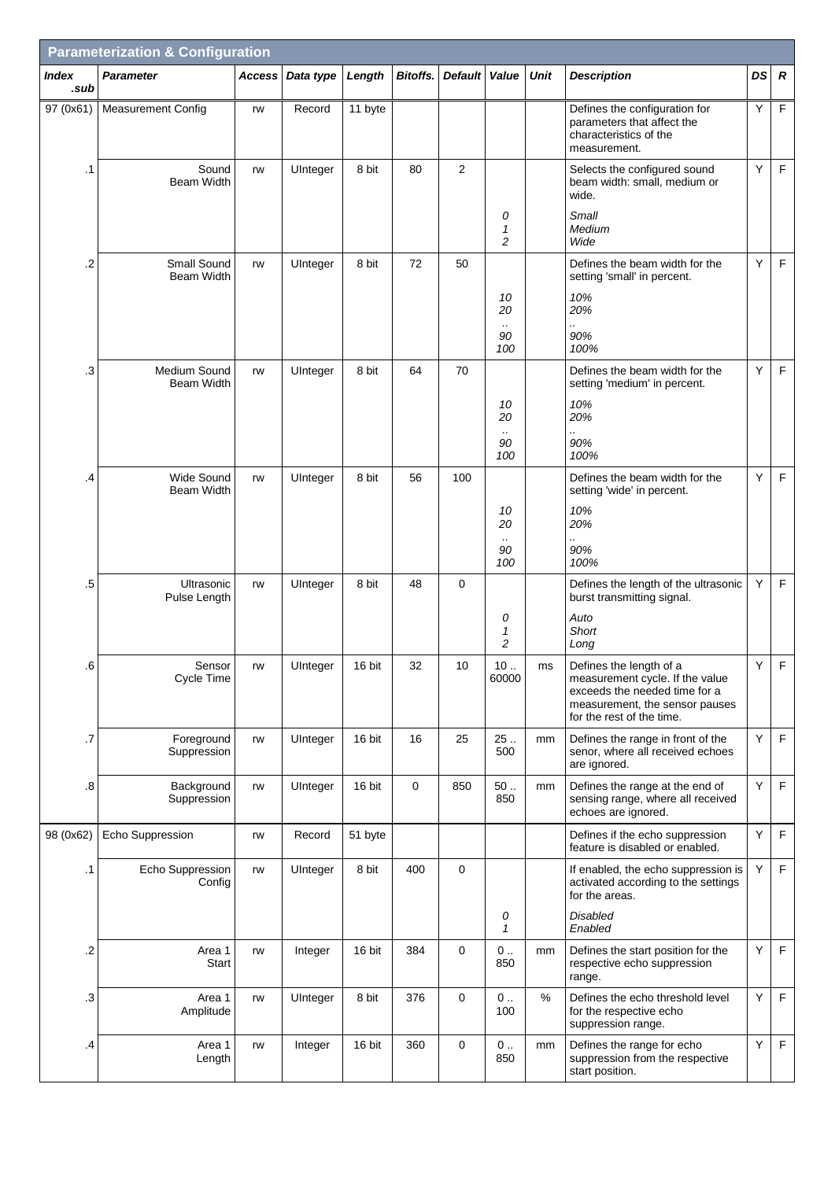| Parameterization & Configuration | | | | | | | | | | | |
|---|---|---|---|---|---|---|---|---|---|---|---|
| ***Index .sub*** | ***Parameter*** | ***Access*** | ***Data type*** | ***Length*** | ***Bitoffs.*** | ***Default*** | ***Value*** | ***Unit*** | ***Description*** | ***DS*** | ***R*** |
| 97 (0x61) | Measurement Config | rw | Record | 11 byte | | | | | Defines the configuration for parameters that affect the characteristics of the measurement. | Y | F |
| .1 | Sound Beam Width | rw | UInteger | 8 bit | 80 | 2 | *0*<br>*1*<br>*2* | | Selects the configured sound beam width: small, medium or wide.<br>*Small*<br>*Medium*<br>*Wide* | Y | F |
| .2 | Small Sound Beam Width | rw | UInteger | 8 bit | 72 | 50 | *10*<br>*20*<br>*..*<br>*90*<br>*100* | | Defines the beam width for the setting 'small' in percent.<br>*10%*<br>*20%*<br>*..*<br>*90%*<br>*100%* | Y | F |
| .3 | Medium Sound Beam Width | rw | UInteger | 8 bit | 64 | 70 | *10*<br>*20*<br>*..*<br>*90*<br>*100* | | Defines the beam width for the setting 'medium' in percent.<br>*10%*<br>*20%*<br>*..*<br>*90%*<br>*100%* | Y | F |
| .4 | Wide Sound Beam Width | rw | UInteger | 8 bit | 56 | 100 | *10*<br>*20*<br>*..*<br>*90*<br>*100* | | Defines the beam width for the setting 'wide' in percent.<br>*10%*<br>*20%*<br>*..*<br>*90%*<br>*100%* | Y | F |
| .5 | Ultrasonic Pulse Length | rw | UInteger | 8 bit | 48 | 0 | *0*<br>*1*<br>*2* | | Defines the length of the ultrasonic burst transmitting signal.<br>*Auto*<br>*Short*<br>*Long* | Y | F |
| .6 | Sensor Cycle Time | rw | UInteger | 16 bit | 32 | 10 | 10 .. 60000 | ms | Defines the length of a measurement cycle. If the value exceeds the needed time for a measurement, the sensor pauses for the rest of the time. | Y | F |
| .7 | Foreground Suppression | rw | UInteger | 16 bit | 16 | 25 | 25 .. 500 | mm | Defines the range in front of the senor, where all received echoes are ignored. | Y | F |
| .8 | Background Suppression | rw | UInteger | 16 bit | 0 | 850 | 50 .. 850 | mm | Defines the range at the end of sensing range, where all received echoes are ignored. | Y | F |
| 98 (0x62) | Echo Suppression | rw | Record | 51 byte | | | | | Defines if the echo suppression feature is disabled or enabled. | Y | F |
| .1 | Echo Suppression Config | rw | UInteger | 8 bit | 400 | 0 | *0*<br>*1* | | If enabled, the echo suppression is activated according to the settings for the areas.<br>*Disabled*<br>*Enabled* | Y | F |
| .2 | Area 1 Start | rw | Integer | 16 bit | 384 | 0 | 0 .. 850 | mm | Defines the start position for the respective echo suppression range. | Y | F |
| .3 | Area 1 Amplitude | rw | UInteger | 8 bit | 376 | 0 | 0 .. 100 | % | Defines the echo threshold level for the respective echo suppression range. | Y | F |
| .4 | Area 1 Length | rw | Integer | 16 bit | 360 | 0 | 0 .. 850 | mm | Defines the range for echo suppression from the respective start position. | Y | F |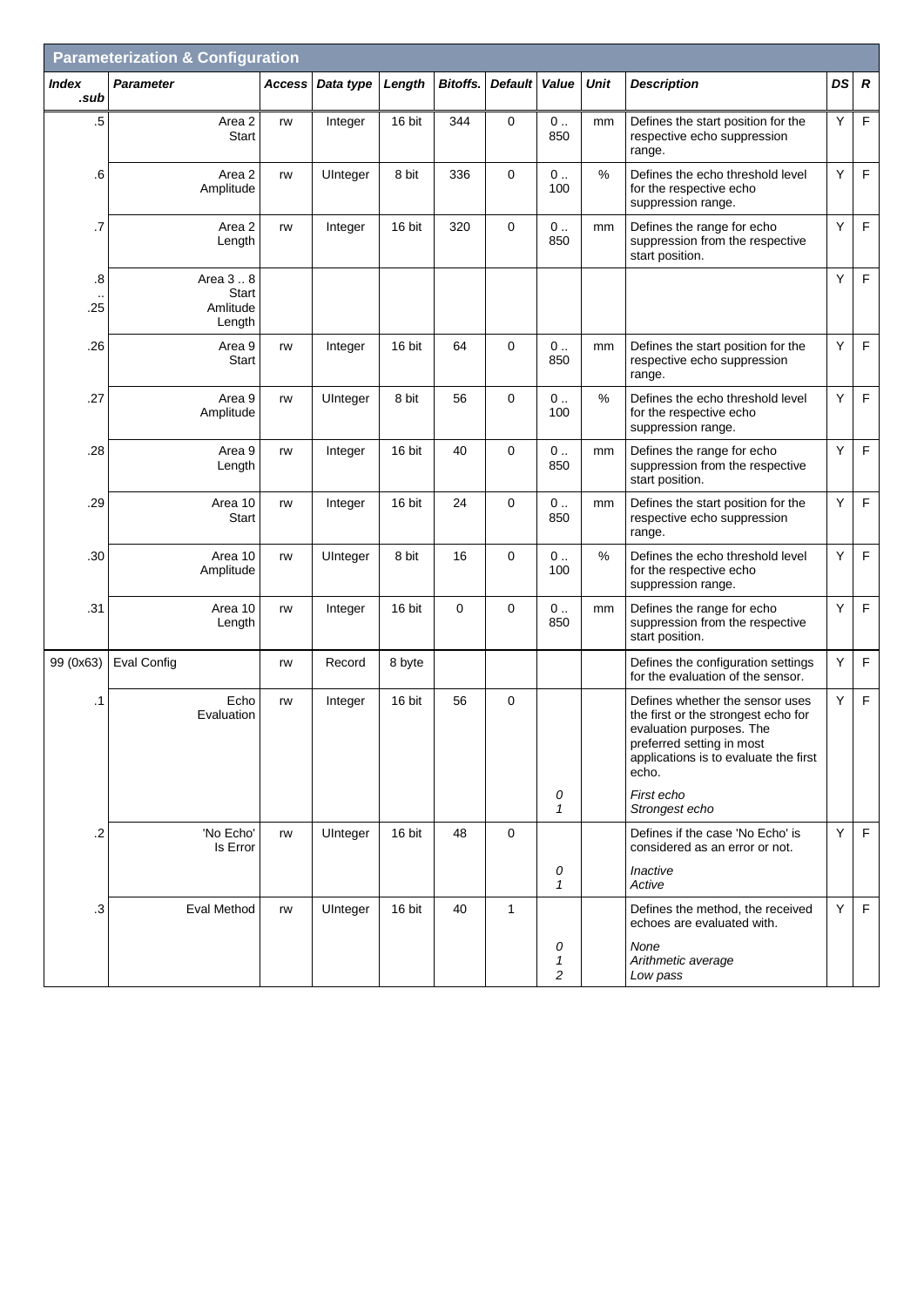## Parameterization & Configuration

| Index .sub | Parameter | Access | Data type | Length | Bitoffs. | Default | Value | Unit | Description | DS | R |
|---|---|---|---|---|---|---|---|---|---|---|---|
| .5 | Area 2 Start | rw | Integer | 16 bit | 344 | 0 | 0 .. 850 | mm | Defines the start position for the respective echo suppression range. | Y | F |
| .6 | Area 2 Amplitude | rw | UInteger | 8 bit | 336 | 0 | 0 .. 100 | % | Defines the echo threshold level for the respective echo suppression range. | Y | F |
| .7 | Area 2 Length | rw | Integer | 16 bit | 320 | 0 | 0 .. 850 | mm | Defines the range for echo suppression from the respective start position. | Y | F |
| .8 .. .25 | Area 3 .. 8 Start Amlitude Length | | | | | | | | | Y | F |
| .26 | Area 9 Start | rw | Integer | 16 bit | 64 | 0 | 0 .. 850 | mm | Defines the start position for the respective echo suppression range. | Y | F |
| .27 | Area 9 Amplitude | rw | UInteger | 8 bit | 56 | 0 | 0 .. 100 | % | Defines the echo threshold level for the respective echo suppression range. | Y | F |
| .28 | Area 9 Length | rw | Integer | 16 bit | 40 | 0 | 0 .. 850 | mm | Defines the range for echo suppression from the respective start position. | Y | F |
| .29 | Area 10 Start | rw | Integer | 16 bit | 24 | 0 | 0 .. 850 | mm | Defines the start position for the respective echo suppression range. | Y | F |
| .30 | Area 10 Amplitude | rw | UInteger | 8 bit | 16 | 0 | 0 .. 100 | % | Defines the echo threshold level for the respective echo suppression range. | Y | F |
| .31 | Area 10 Length | rw | Integer | 16 bit | 0 | 0 | 0 .. 850 | mm | Defines the range for echo suppression from the respective start position. | Y | F |
| 99 (0x63) | Eval Config | rw | Record | 8 byte | | | | | Defines the configuration settings for the evaluation of the sensor. | Y | F |
| .1 | Echo Evaluation | rw | Integer | 16 bit | 56 | 0 | | | Defines whether the sensor uses the first or the strongest echo for evaluation purposes. The preferred setting in most applications is to evaluate the first echo. | Y | F |
| | | | | | | | *0* *1* | | *First echo* *Strongest echo* | | |
| .2 | 'No Echo' Is Error | rw | UInteger | 16 bit | 48 | 0 | | | Defines if the case 'No Echo' is considered as an error or not. | Y | F |
| | | | | | | | *0* *1* | | *Inactive* *Active* | | |
| .3 | Eval Method | rw | UInteger | 16 bit | 40 | 1 | | | Defines the method, the received echoes are evaluated with. | Y | F |
| | | | | | | | *0* *1* *2* | | *None* *Arithmetic average* *Low pass* | | |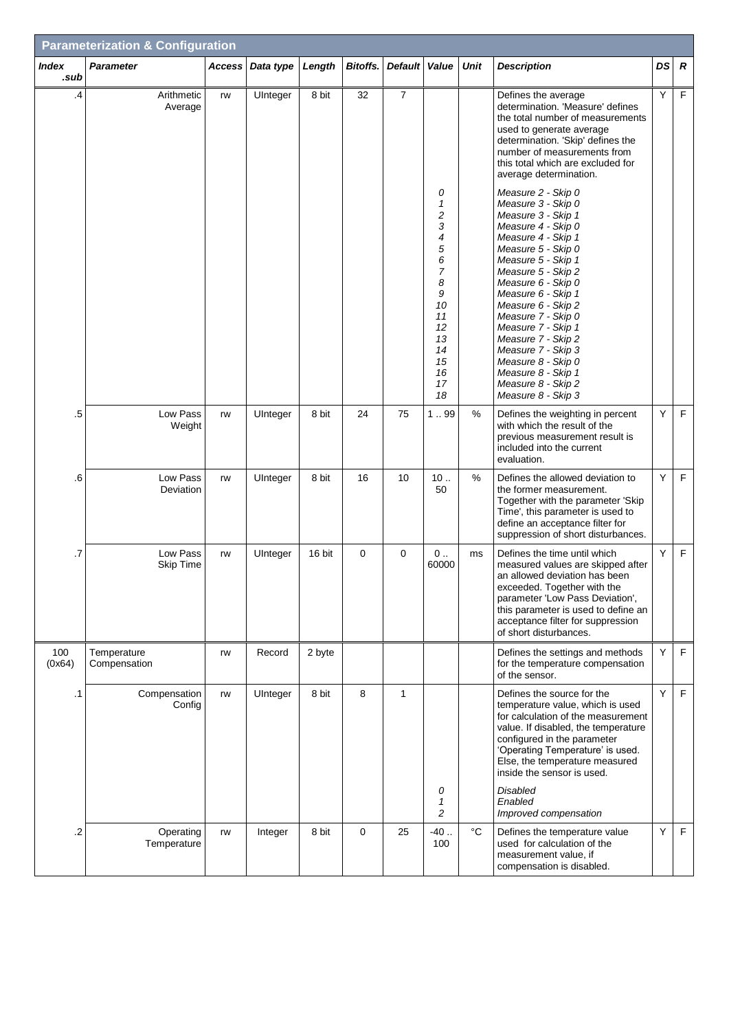| Parameterization & Configuration | | | | | | | | | | | |
|---|---|---|---|---|---|---|---|---|---|---|---|
| ***Index .sub*** | ***Parameter*** | ***Access*** | ***Data type*** | ***Length*** | ***Bitoffs.*** | ***Default*** | ***Value*** | ***Unit*** | ***Description*** | ***DS*** | ***R*** |
| .4 | Arithmetic Average | rw | UInteger | 8 bit | 32 | 7 | *0*<br>*1*<br>*2*<br>*3*<br>*4*<br>*5*<br>*6*<br>*7*<br>*8*<br>*9*<br>*10*<br>*11*<br>*12*<br>*13*<br>*14*<br>*15*<br>*16*<br>*17*<br>*18* | | Defines the average determination. 'Measure' defines the total number of measurements used to generate average determination. 'Skip' defines the number of measurements from this total which are excluded for average determination.<br>*Measure 2 - Skip 0*<br>*Measure 3 - Skip 0*<br>*Measure 3 - Skip 1*<br>*Measure 4 - Skip 0*<br>*Measure 4 - Skip 1*<br>*Measure 5 - Skip 0*<br>*Measure 5 - Skip 1*<br>*Measure 5 - Skip 2*<br>*Measure 6 - Skip 0*<br>*Measure 6 - Skip 1*<br>*Measure 6 - Skip 2*<br>*Measure 7 - Skip 0*<br>*Measure 7 - Skip 1*<br>*Measure 7 - Skip 2*<br>*Measure 7 - Skip 3*<br>*Measure 8 - Skip 0*<br>*Measure 8 - Skip 1*<br>*Measure 8 - Skip 2*<br>*Measure 8 - Skip 3* | Y | F |
| .5 | Low Pass Weight | rw | UInteger | 8 bit | 24 | 75 | 1 .. 99 | % | Defines the weighting in percent with which the result of the previous measurement result is included into the current evaluation. | Y | F |
| .6 | Low Pass Deviation | rw | UInteger | 8 bit | 16 | 10 | 10 .. 50 | % | Defines the allowed deviation to the former measurement. Together with the parameter 'Skip Time', this parameter is used to define an acceptance filter for suppression of short disturbances. | Y | F |
| .7 | Low Pass Skip Time | rw | UInteger | 16 bit | 0 | 0 | 0 .. 60000 | ms | Defines the time until which measured values are skipped after an allowed deviation has been exceeded. Together with the parameter 'Low Pass Deviation', this parameter is used to define an acceptance filter for suppression of short disturbances. | Y | F |
| 100 (0x64) | Temperature Compensation | rw | Record | 2 byte | | | | | Defines the settings and methods for the temperature compensation of the sensor. | Y | F |
| .1 | Compensation Config | rw | UInteger | 8 bit | 8 | 1 | *0*<br>*1*<br>*2* | | Defines the source for the temperature value, which is used for calculation of the measurement value. If disabled, the temperature configured in the parameter 'Operating Temperature' is used. Else, the temperature measured inside the sensor is used.<br>*Disabled*<br>*Enabled*<br>*Improved compensation* | Y | F |
| .2 | Operating Temperature | rw | Integer | 8 bit | 0 | 25 | -40 .. 100 | °C | Defines the temperature value used for calculation of the measurement value, if compensation is disabled. | Y | F |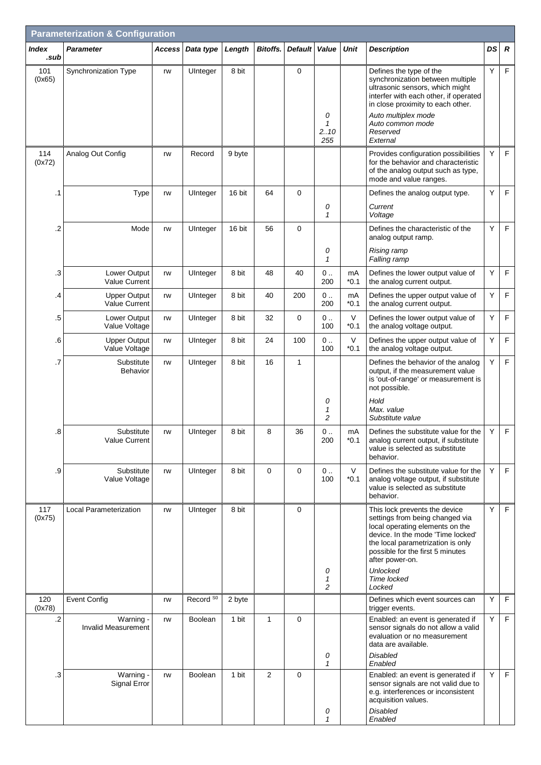## Parameterization & Configuration

| Index .sub | Parameter | Access | Data type | Length | Bitoffs. | Default | Value | Unit | Description | DS | R |
|---|---|---|---|---|---|---|---|---|---|---|---|
| 101 (0x65) | Synchronization Type | rw | UInteger | 8 bit | | 0 | | | Defines the type of the synchronization between multiple ultrasonic sensors, which might interfer with each other, if operated in close proximity to each other. | Y | F |
| | | | | | | | *0* | | *Auto multiplex mode* | | |
| | | | | | | | *1* | | *Auto common mode* | | |
| | | | | | | | *2..10* | | *Reserved* | | |
| | | | | | | | *255* | | *External* | | |
| 114 (0x72) | Analog Out Config | rw | Record | 9 byte | | | | | Provides configuration possibilities for the behavior and characteristic of the analog output such as type, mode and value ranges. | Y | F |
| .1 | Type | rw | UInteger | 16 bit | 64 | 0 | | | Defines the analog output type. | Y | F |
| | | | | | | | *0* | | *Current* | | |
| | | | | | | | *1* | | *Voltage* | | |
| .2 | Mode | rw | UInteger | 16 bit | 56 | 0 | | | Defines the characteristic of the analog output ramp. | Y | F |
| | | | | | | | *0* | | *Rising ramp* | | |
| | | | | | | | *1* | | *Falling ramp* | | |
| .3 | Lower Output Value Current | rw | UInteger | 8 bit | 48 | 40 | 0 .. 200 | mA *0.1 | Defines the lower output value of the analog current output. | Y | F |
| .4 | Upper Output Value Current | rw | UInteger | 8 bit | 40 | 200 | 0 .. 200 | mA *0.1 | Defines the upper output value of the analog current output. | Y | F |
| .5 | Lower Output Value Voltage | rw | UInteger | 8 bit | 32 | 0 | 0 .. 100 | V *0.1 | Defines the lower output value of the analog voltage output. | Y | F |
| .6 | Upper Output Value Voltage | rw | UInteger | 8 bit | 24 | 100 | 0 .. 100 | V *0.1 | Defines the upper output value of the analog voltage output. | Y | F |
| .7 | Substitute Behavior | rw | UInteger | 8 bit | 16 | 1 | | | Defines the behavior of the analog output, if the measurement value is 'out-of-range' or measurement is not possible. | Y | F |
| | | | | | | | *0* | | *Hold* | | |
| | | | | | | | *1* | | *Max. value* | | |
| | | | | | | | *2* | | *Substitute value* | | |
| .8 | Substitute Value Current | rw | UInteger | 8 bit | 8 | 36 | 0 .. 200 | mA *0.1 | Defines the substitute value for the analog current output, if substitute value is selected as substitute behavior. | Y | F |
| .9 | Substitute Value Voltage | rw | UInteger | 8 bit | 0 | 0 | 0 .. 100 | V *0.1 | Defines the substitute value for the analog voltage output, if substitute value is selected as substitute behavior. | Y | F |
| 117 (0x75) | Local Parameterization | rw | UInteger | 8 bit | | 0 | | | This lock prevents the device settings from being changed via local operating elements on the device. In the mode 'Time locked' the local parametrization is only possible for the first 5 minutes after power-on. | Y | F |
| | | | | | | | *0* | | *Unlocked* | | |
| | | | | | | | *1* | | *Time locked* | | |
| | | | | | | | *2* | | *Locked* | | |
| 120 (0x78) | Event Config | rw | Record S0 | 2 byte | | | | | Defines which event sources can trigger events. | Y | F |
| .2 | Warning - Invalid Measurement | rw | Boolean | 1 bit | 1 | 0 | | | Enabled: an event is generated if sensor signals do not allow a valid evaluation or no measurement data are available. | Y | F |
| | | | | | | | *0* | | *Disabled* | | |
| | | | | | | | *1* | | *Enabled* | | |
| .3 | Warning - Signal Error | rw | Boolean | 1 bit | 2 | 0 | | | Enabled: an event is generated if sensor signals are not valid due to e.g. interferences or inconsistent acquisition values. | Y | F |
| | | | | | | | *0* | | *Disabled* | | |
| | | | | | | | *1* | | *Enabled* | | |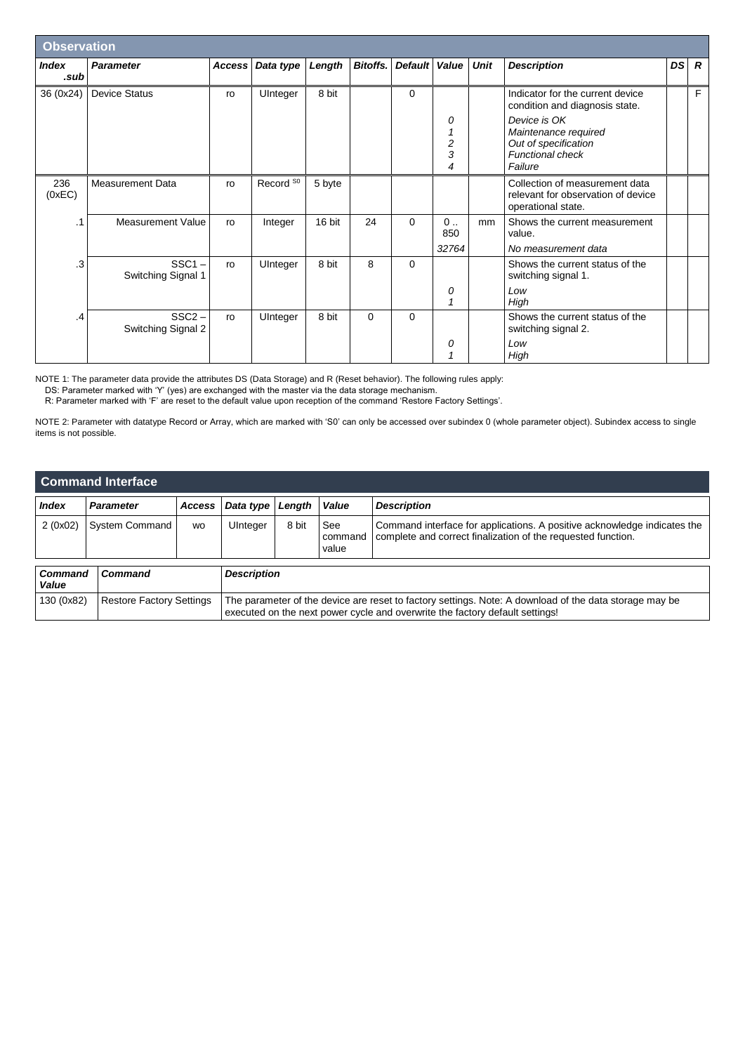## Observation

| Index .sub | Parameter | Access | Data type | Length | Bitoffs. | Default | Value | Unit | Description | DS | R |
|---|---|---|---|---|---|---|---|---|---|---|---|
| 36 (0x24) | Device Status | ro | UInteger | 8 bit | | 0 | | | Indicator for the current device condition and diagnosis state. | | F |
| | | | | | | | *0* | | *Device is OK* | | |
| | | | | | | | *1* | | *Maintenance required* | | |
| | | | | | | | *2* | | *Out of specification* | | |
| | | | | | | | *3* | | *Functional check* | | |
| | | | | | | | *4* | | *Failure* | | |
| 236 (0xEC) | Measurement Data | ro | Record [S0] | 5 byte | | | | | Collection of measurement data relevant for observation of device operational state. | | |
| .1 | Measurement Value | ro | Integer | 16 bit | 24 | 0 | 0 .. 850 | mm | Shows the current measurement value. | | |
| | | | | | | | *32764* | | *No measurement data* | | |
| .3 | SSC1 – Switching Signal 1 | ro | UInteger | 8 bit | 8 | 0 | | | Shows the current status of the switching signal 1. | | |
| | | | | | | | *0* | | *Low* | | |
| | | | | | | | *1* | | *High* | | |
| .4 | SSC2 – Switching Signal 2 | ro | UInteger | 8 bit | 0 | 0 | | | Shows the current status of the switching signal 2. | | |
| | | | | | | | *0* | | *Low* | | |
| | | | | | | | *1* | | *High* | | |

NOTE 1: The parameter data provide the attributes DS (Data Storage) and R (Reset behavior). The following rules apply:
DS: Parameter marked with 'Y' (yes) are exchanged with the master via the data storage mechanism.
R: Parameter marked with 'F' are reset to the default value upon reception of the command 'Restore Factory Settings'.

NOTE 2: Parameter with datatype Record or Array, which are marked with 'S0' can only be accessed over subindex 0 (whole parameter object). Subindex access to single items is not possible.

## Command Interface

| Index | Parameter | Access | Data type | Length | Value | Description |
|---|---|---|---|---|---|---|
| 2 (0x02) | System Command | wo | UInteger | 8 bit | See command value | Command interface for applications. A positive acknowledge indicates the complete and correct finalization of the requested function. |

| Command Value | Command | Description |
|---|---|---|
| 130 (0x82) | Restore Factory Settings | The parameter of the device are reset to factory settings. Note: A download of the data storage may be executed on the next power cycle and overwrite the factory default settings! |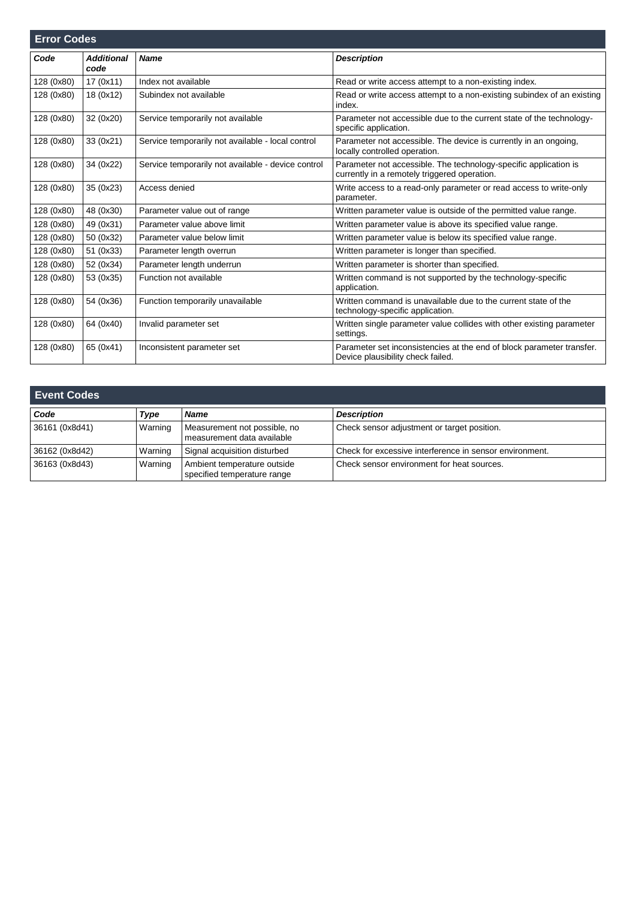## Error Codes

| *Code* | *Additional code* | *Name* | *Description* |
|---|---|---|---|
| 128 (0x80) | 17 (0x11) | Index not available | Read or write access attempt to a non-existing index. |
| 128 (0x80) | 18 (0x12) | Subindex not available | Read or write access attempt to a non-existing subindex of an existing index. |
| 128 (0x80) | 32 (0x20) | Service temporarily not available | Parameter not accessible due to the current state of the technology-specific application. |
| 128 (0x80) | 33 (0x21) | Service temporarily not available - local control | Parameter not accessible. The device is currently in an ongoing, locally controlled operation. |
| 128 (0x80) | 34 (0x22) | Service temporarily not available - device control | Parameter not accessible. The technology-specific application is currently in a remotely triggered operation. |
| 128 (0x80) | 35 (0x23) | Access denied | Write access to a read-only parameter or read access to write-only parameter. |
| 128 (0x80) | 48 (0x30) | Parameter value out of range | Written parameter value is outside of the permitted value range. |
| 128 (0x80) | 49 (0x31) | Parameter value above limit | Written parameter value is above its specified value range. |
| 128 (0x80) | 50 (0x32) | Parameter value below limit | Written parameter value is below its specified value range. |
| 128 (0x80) | 51 (0x33) | Parameter length overrun | Written parameter is longer than specified. |
| 128 (0x80) | 52 (0x34) | Parameter length underrun | Written parameter is shorter than specified. |
| 128 (0x80) | 53 (0x35) | Function not available | Written command is not supported by the technology-specific application. |
| 128 (0x80) | 54 (0x36) | Function temporarily unavailable | Written command is unavailable due to the current state of the technology-specific application. |
| 128 (0x80) | 64 (0x40) | Invalid parameter set | Written single parameter value collides with other existing parameter settings. |
| 128 (0x80) | 65 (0x41) | Inconsistent parameter set | Parameter set inconsistencies at the end of block parameter transfer. Device plausibility check failed. |

## Event Codes

| *Code* | *Type* | *Name* | *Description* |
|---|---|---|---|
| 36161 (0x8d41) | Warning | Measurement not possible, no measurement data available | Check sensor adjustment or target position. |
| 36162 (0x8d42) | Warning | Signal acquisition disturbed | Check for excessive interference in sensor environment. |
| 36163 (0x8d43) | Warning | Ambient temperature outside specified temperature range | Check sensor environment for heat sources. |